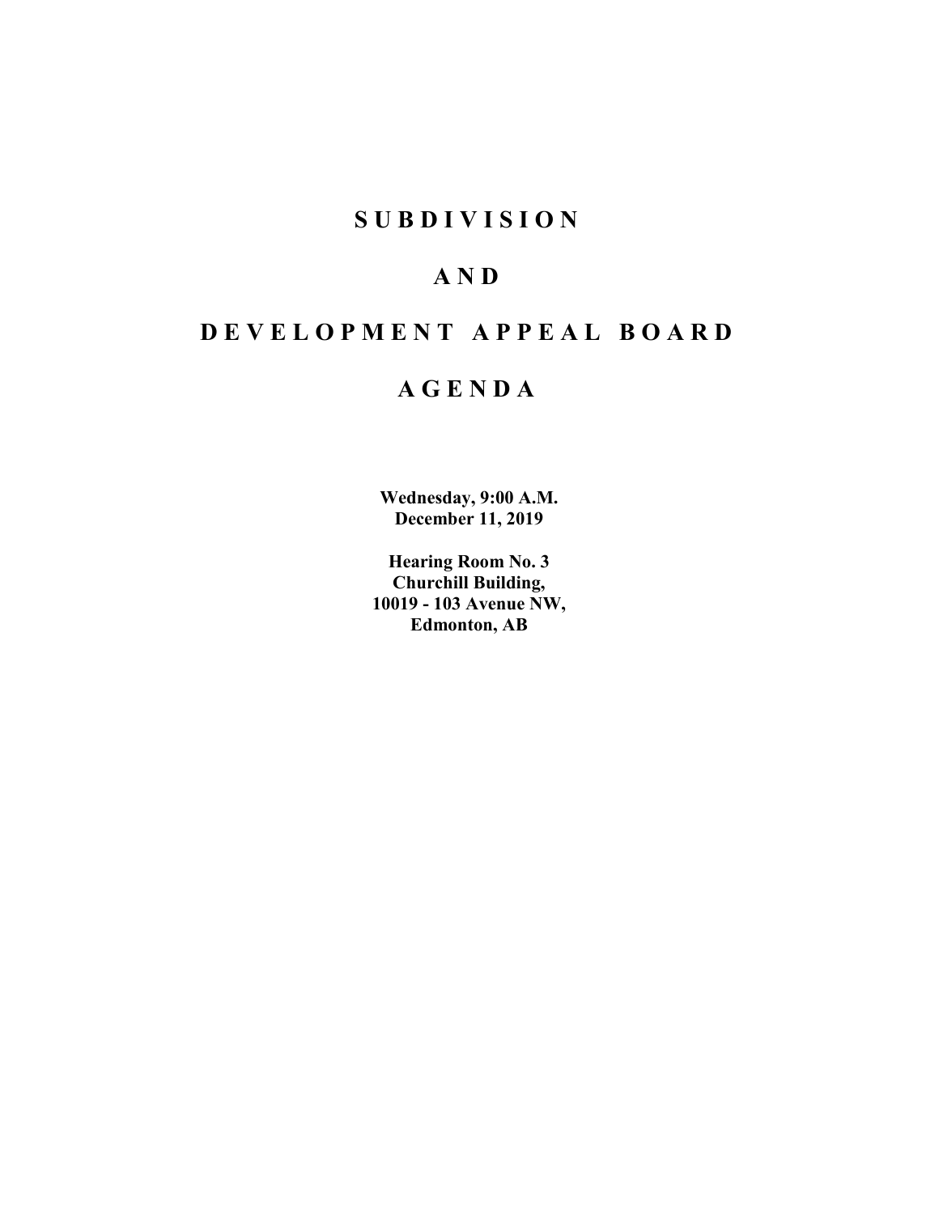# S U B D I V I S I O N

# A N D

# D E V E L O P M E N T A P P E A L B O A R D

# A G E N D A

**Wednesday, 9:00 A.M.**
**December 11, 2019**

**Hearing Room No. 3**
**Churchill Building,**
**10019 - 103 Avenue NW,**
**Edmonton, AB**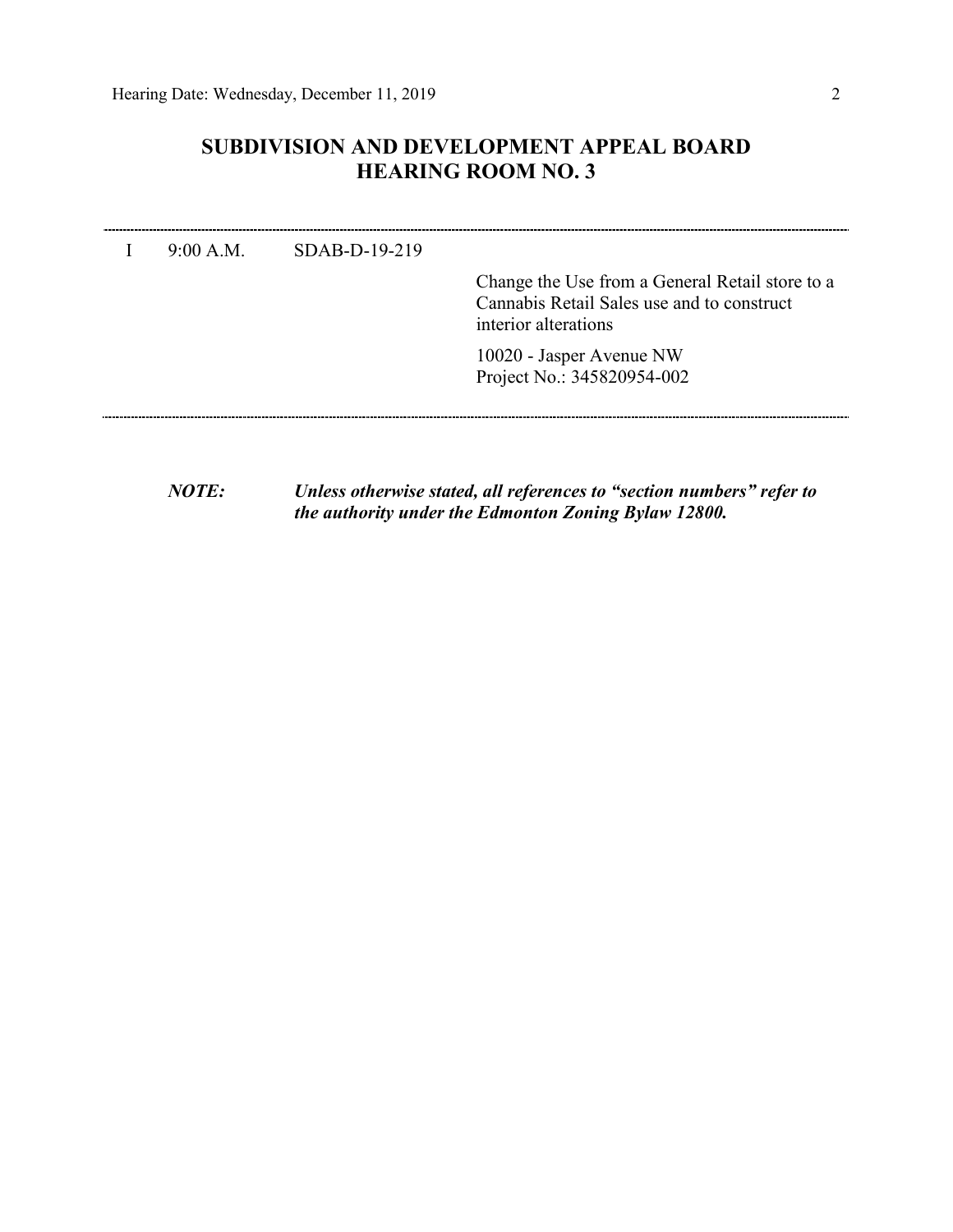## SUBDIVISION AND DEVELOPMENT APPEAL BOARD
## HEARING ROOM NO. 3

---

| | | | |
|---|---|---|---|
| I | 9:00 A.M. | SDAB-D-19-219 | |
| | | | Change the Use from a General Retail store to a Cannabis Retail Sales use and to construct interior alterations |
| | | | 10020 - Jasper Avenue NW<br>Project No.: 345820954-002 |

---

***NOTE:*** ***Unless otherwise stated, all references to "section numbers" refer to the authority under the Edmonton Zoning Bylaw 12800.***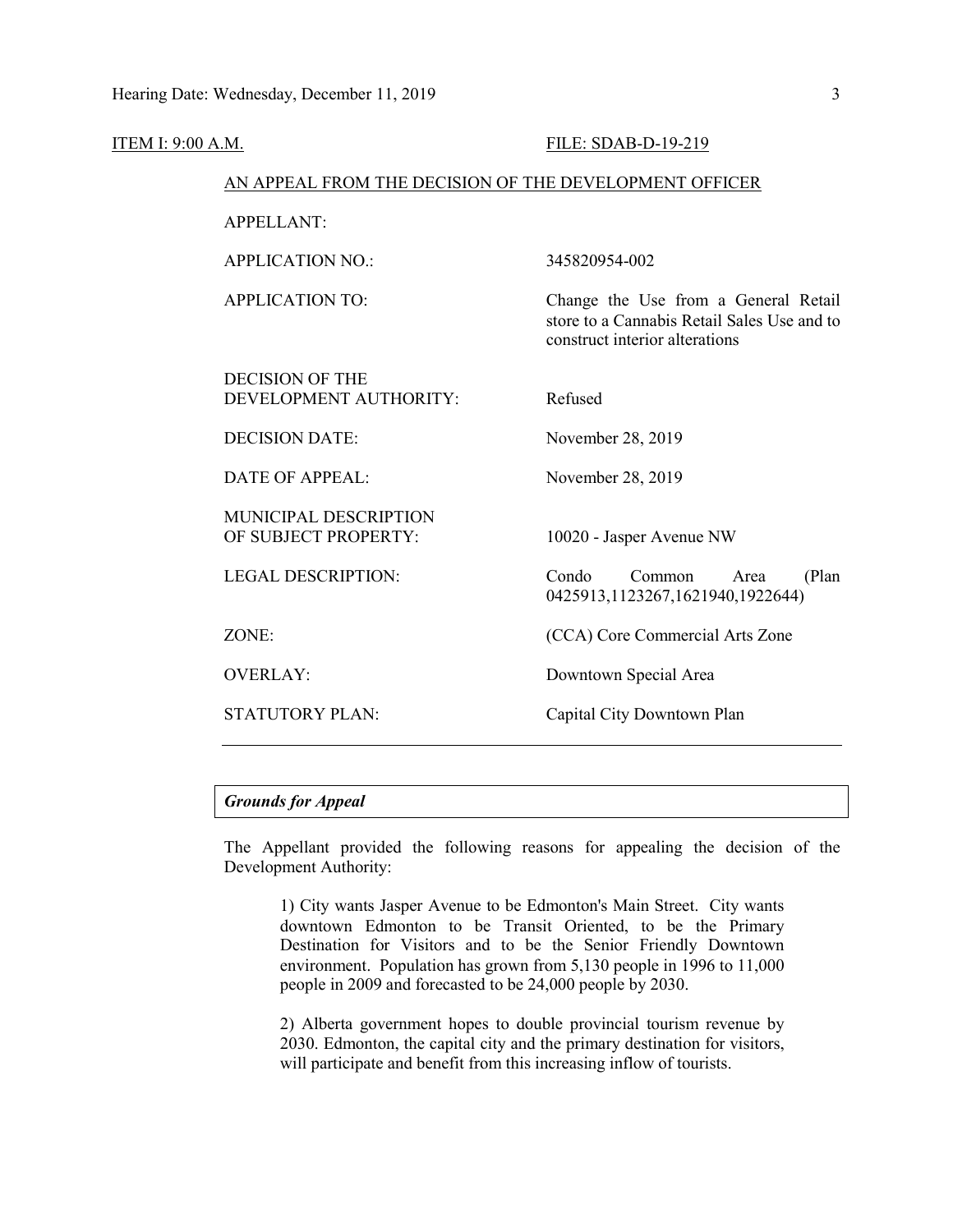ITEM I: 9:00 A.M. FILE: SDAB-D-19-219

AN APPEAL FROM THE DECISION OF THE DEVELOPMENT OFFICER

| | |
|---|---|
| APPELLANT: | |
| APPLICATION NO.: | 345820954-002 |
| APPLICATION TO: | Change the Use from a General Retail store to a Cannabis Retail Sales Use and to construct interior alterations |
| DECISION OF THE DEVELOPMENT AUTHORITY: | Refused |
| DECISION DATE: | November 28, 2019 |
| DATE OF APPEAL: | November 28, 2019 |
| MUNICIPAL DESCRIPTION OF SUBJECT PROPERTY: | 10020 - Jasper Avenue NW |
| LEGAL DESCRIPTION: | Condo Common Area (Plan 0425913,1123267,1621940,1922644) |
| ZONE: | (CCA) Core Commercial Arts Zone |
| OVERLAY: | Downtown Special Area |
| STATUTORY PLAN: | Capital City Downtown Plan |

### *Grounds for Appeal*

The Appellant provided the following reasons for appealing the decision of the Development Authority:

> 1) City wants Jasper Avenue to be Edmonton's Main Street. City wants downtown Edmonton to be Transit Oriented, to be the Primary Destination for Visitors and to be the Senior Friendly Downtown environment. Population has grown from 5,130 people in 1996 to 11,000 people in 2009 and forecasted to be 24,000 people by 2030.
>
> 2) Alberta government hopes to double provincial tourism revenue by 2030. Edmonton, the capital city and the primary destination for visitors, will participate and benefit from this increasing inflow of tourists.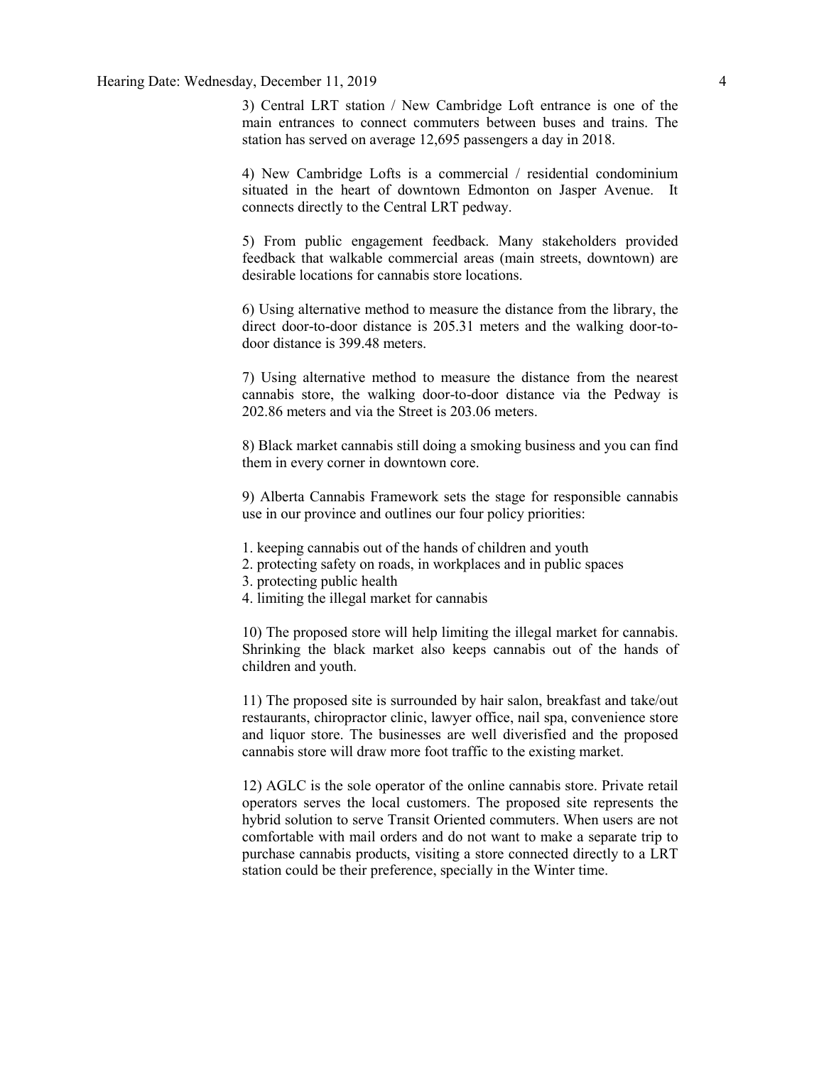3) Central LRT station / New Cambridge Loft entrance is one of the main entrances to connect commuters between buses and trains. The station has served on average 12,695 passengers a day in 2018.

4) New Cambridge Lofts is a commercial / residential condominium situated in the heart of downtown Edmonton on Jasper Avenue. It connects directly to the Central LRT pedway.

5) From public engagement feedback. Many stakeholders provided feedback that walkable commercial areas (main streets, downtown) are desirable locations for cannabis store locations.

6) Using alternative method to measure the distance from the library, the direct door-to-door distance is 205.31 meters and the walking door-to-door distance is 399.48 meters.

7) Using alternative method to measure the distance from the nearest cannabis store, the walking door-to-door distance via the Pedway is 202.86 meters and via the Street is 203.06 meters.

8) Black market cannabis still doing a smoking business and you can find them in every corner in downtown core.

9) Alberta Cannabis Framework sets the stage for responsible cannabis use in our province and outlines our four policy priorities:

1. keeping cannabis out of the hands of children and youth
2. protecting safety on roads, in workplaces and in public spaces
3. protecting public health
4. limiting the illegal market for cannabis

10) The proposed store will help limiting the illegal market for cannabis. Shrinking the black market also keeps cannabis out of the hands of children and youth.

11) The proposed site is surrounded by hair salon, breakfast and take/out restaurants, chiropractor clinic, lawyer office, nail spa, convenience store and liquor store. The businesses are well diverisfied and the proposed cannabis store will draw more foot traffic to the existing market.

12) AGLC is the sole operator of the online cannabis store. Private retail operators serves the local customers. The proposed site represents the hybrid solution to serve Transit Oriented commuters. When users are not comfortable with mail orders and do not want to make a separate trip to purchase cannabis products, visiting a store connected directly to a LRT station could be their preference, specially in the Winter time.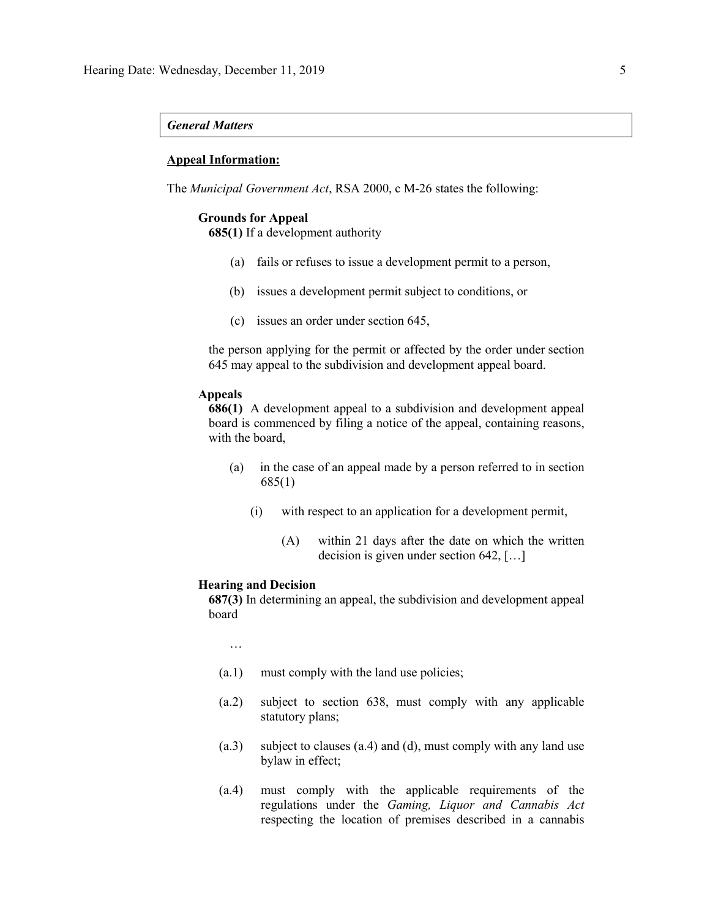***General Matters***

**Appeal Information:**

The *Municipal Government Act*, RSA 2000, c M-26 states the following:

**Grounds for Appeal**

**685(1)** If a development authority

(a) fails or refuses to issue a development permit to a person,

(b) issues a development permit subject to conditions, or

(c) issues an order under section 645,

the person applying for the permit or affected by the order under section 645 may appeal to the subdivision and development appeal board.

**Appeals**

**686(1)** A development appeal to a subdivision and development appeal board is commenced by filing a notice of the appeal, containing reasons, with the board,

(a) in the case of an appeal made by a person referred to in section 685(1)

(i) with respect to an application for a development permit,

(A) within 21 days after the date on which the written decision is given under section 642, […]

**Hearing and Decision**

**687(3)** In determining an appeal, the subdivision and development appeal board

…

(a.1) must comply with the land use policies;

(a.2) subject to section 638, must comply with any applicable statutory plans;

(a.3) subject to clauses (a.4) and (d), must comply with any land use bylaw in effect;

(a.4) must comply with the applicable requirements of the regulations under the *Gaming, Liquor and Cannabis Act* respecting the location of premises described in a cannabis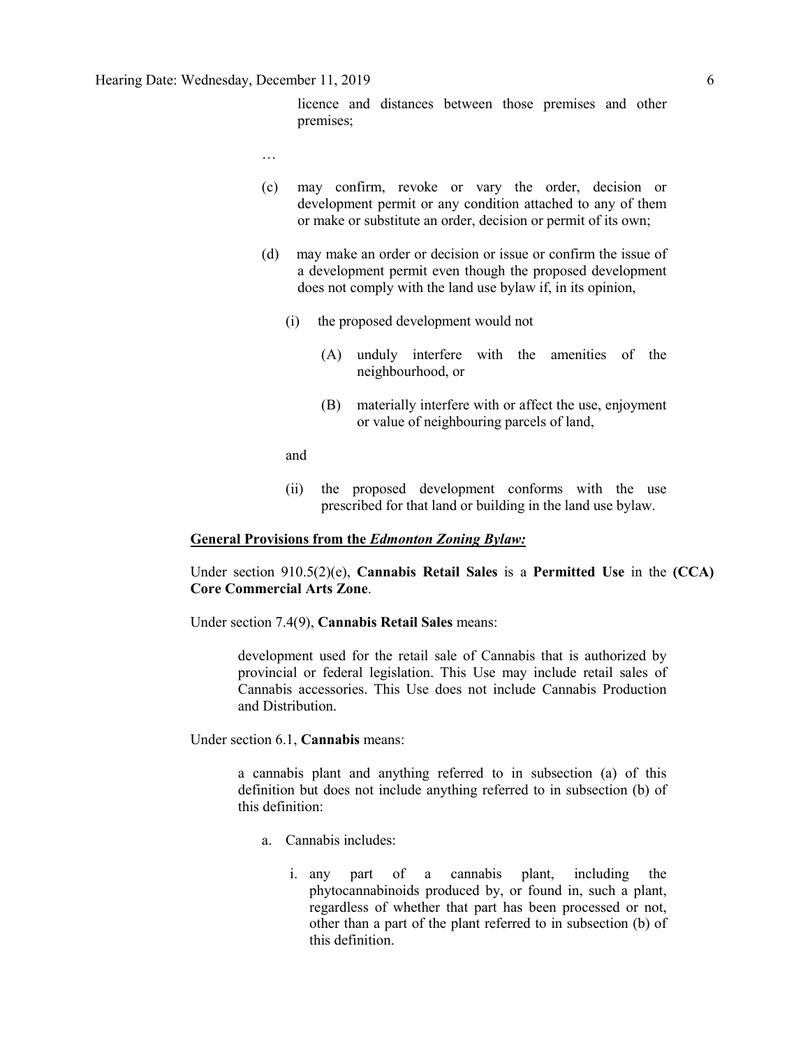licence and distances between those premises and other premises;

…

(c) may confirm, revoke or vary the order, decision or development permit or any condition attached to any of them or make or substitute an order, decision or permit of its own;

(d) may make an order or decision or issue or confirm the issue of a development permit even though the proposed development does not comply with the land use bylaw if, in its opinion,

(i) the proposed development would not

(A) unduly interfere with the amenities of the neighbourhood, or

(B) materially interfere with or affect the use, enjoyment or value of neighbouring parcels of land,

and

(ii) the proposed development conforms with the use prescribed for that land or building in the land use bylaw.

**General Provisions from the *Edmonton Zoning Bylaw:***

Under section 910.5(2)(e), **Cannabis Retail Sales** is a **Permitted Use** in the **(CCA) Core Commercial Arts Zone**.

Under section 7.4(9), **Cannabis Retail Sales** means:

> development used for the retail sale of Cannabis that is authorized by provincial or federal legislation. This Use may include retail sales of Cannabis accessories. This Use does not include Cannabis Production and Distribution.

Under section 6.1, **Cannabis** means:

> a cannabis plant and anything referred to in subsection (a) of this definition but does not include anything referred to in subsection (b) of this definition:
>
> a. Cannabis includes:
>
> i. any part of a cannabis plant, including the phytocannabinoids produced by, or found in, such a plant, regardless of whether that part has been processed or not, other than a part of the plant referred to in subsection (b) of this definition.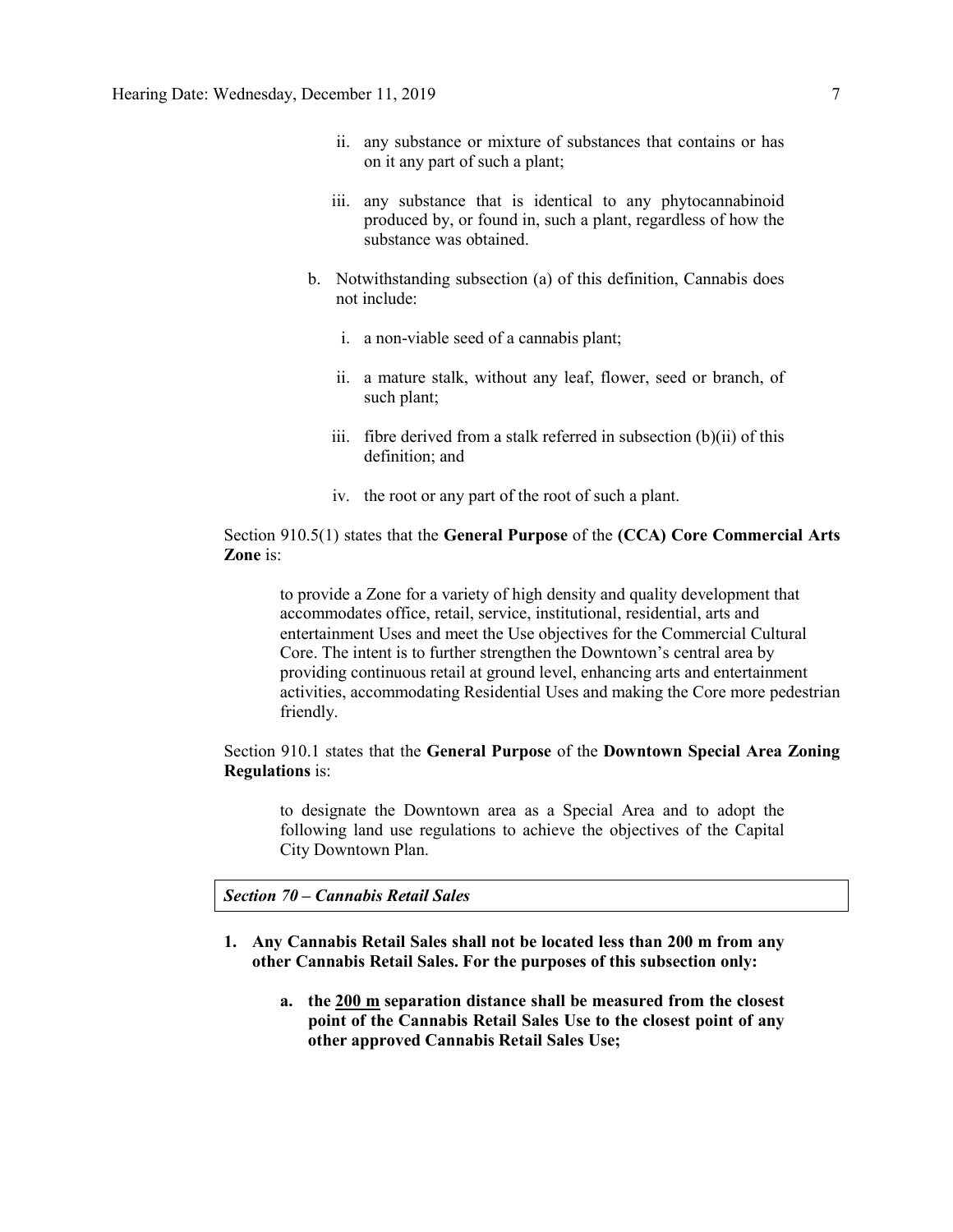ii. any substance or mixture of substances that contains or has on it any part of such a plant;

iii. any substance that is identical to any phytocannabinoid produced by, or found in, such a plant, regardless of how the substance was obtained.

b. Notwithstanding subsection (a) of this definition, Cannabis does not include:

i. a non-viable seed of a cannabis plant;

ii. a mature stalk, without any leaf, flower, seed or branch, of such plant;

iii. fibre derived from a stalk referred in subsection (b)(ii) of this definition; and

iv. the root or any part of the root of such a plant.

Section 910.5(1) states that the **General Purpose** of the **(CCA) Core Commercial Arts Zone** is:

> to provide a Zone for a variety of high density and quality development that accommodates office, retail, service, institutional, residential, arts and entertainment Uses and meet the Use objectives for the Commercial Cultural Core. The intent is to further strengthen the Downtown's central area by providing continuous retail at ground level, enhancing arts and entertainment activities, accommodating Residential Uses and making the Core more pedestrian friendly.

Section 910.1 states that the **General Purpose** of the **Downtown Special Area Zoning Regulations** is:

> to designate the Downtown area as a Special Area and to adopt the following land use regulations to achieve the objectives of the Capital City Downtown Plan.

| ***Section 70 – Cannabis Retail Sales*** |
|---|

1. **Any Cannabis Retail Sales shall not be located less than 200 m from any other Cannabis Retail Sales. For the purposes of this subsection only:**

    a. **the <u>200 m</u> separation distance shall be measured from the closest point of the Cannabis Retail Sales Use to the closest point of any other approved Cannabis Retail Sales Use;**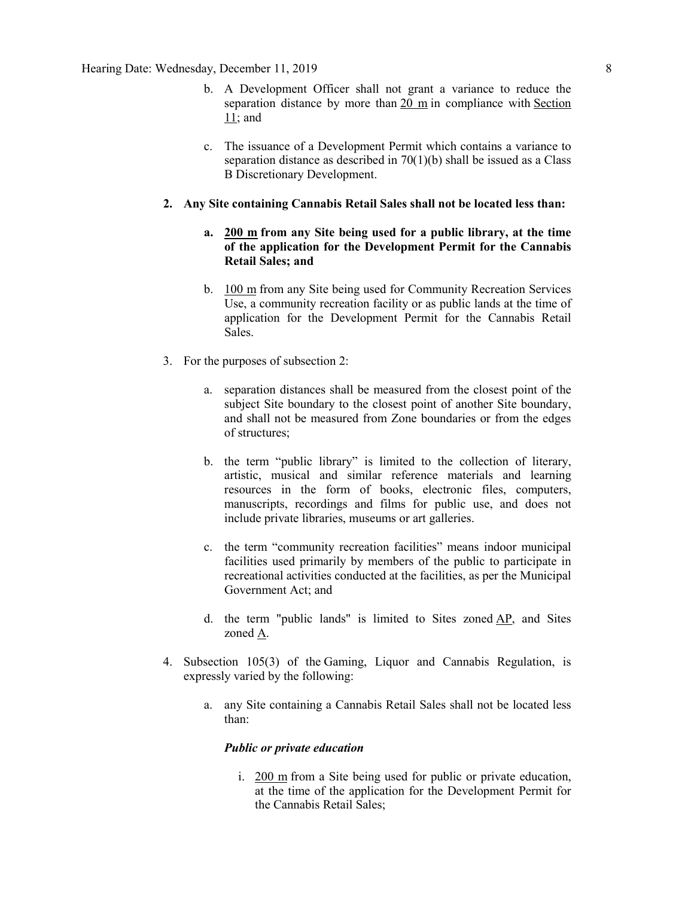b. A Development Officer shall not grant a variance to reduce the separation distance by more than 20 m in compliance with Section 11; and

c. The issuance of a Development Permit which contains a variance to separation distance as described in 70(1)(b) shall be issued as a Class B Discretionary Development.

2. **Any Site containing Cannabis Retail Sales shall not be located less than:**

   a. **200 m from any Site being used for a public library, at the time of the application for the Development Permit for the Cannabis Retail Sales; and**

   b. 100 m from any Site being used for Community Recreation Services Use, a community recreation facility or as public lands at the time of application for the Development Permit for the Cannabis Retail Sales.

3. For the purposes of subsection 2:

   a. separation distances shall be measured from the closest point of the subject Site boundary to the closest point of another Site boundary, and shall not be measured from Zone boundaries or from the edges of structures;

   b. the term "public library" is limited to the collection of literary, artistic, musical and similar reference materials and learning resources in the form of books, electronic files, computers, manuscripts, recordings and films for public use, and does not include private libraries, museums or art galleries.

   c. the term "community recreation facilities" means indoor municipal facilities used primarily by members of the public to participate in recreational activities conducted at the facilities, as per the Municipal Government Act; and

   d. the term "public lands" is limited to Sites zoned AP, and Sites zoned A.

4. Subsection 105(3) of the Gaming, Liquor and Cannabis Regulation, is expressly varied by the following:

   a. any Site containing a Cannabis Retail Sales shall not be located less than:

      ***Public or private education***

      i. 200 m from a Site being used for public or private education, at the time of the application for the Development Permit for the Cannabis Retail Sales;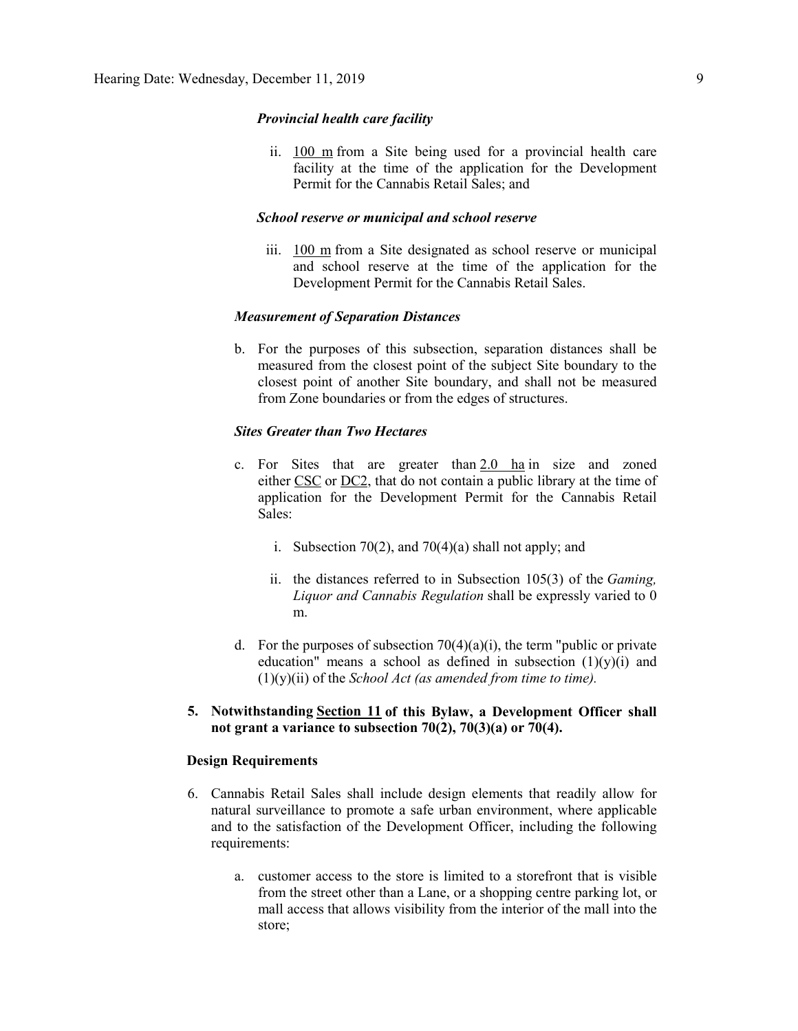*Provincial health care facility*

ii. 100 m from a Site being used for a provincial health care facility at the time of the application for the Development Permit for the Cannabis Retail Sales; and

*School reserve or municipal and school reserve*

iii. 100 m from a Site designated as school reserve or municipal and school reserve at the time of the application for the Development Permit for the Cannabis Retail Sales.

***Measurement of Separation Distances***

b. For the purposes of this subsection, separation distances shall be measured from the closest point of the subject Site boundary to the closest point of another Site boundary, and shall not be measured from Zone boundaries or from the edges of structures.

***Sites Greater than Two Hectares***

c. For Sites that are greater than 2.0 ha in size and zoned either CSC or DC2, that do not contain a public library at the time of application for the Development Permit for the Cannabis Retail Sales:

   i. Subsection 70(2), and 70(4)(a) shall not apply; and

   ii. the distances referred to in Subsection 105(3) of the *Gaming, Liquor and Cannabis Regulation* shall be expressly varied to 0 m.

d. For the purposes of subsection 70(4)(a)(i), the term "public or private education" means a school as defined in subsection (1)(y)(i) and (1)(y)(ii) of the *School Act (as amended from time to time).*

**5. Notwithstanding Section 11 of this Bylaw, a Development Officer shall not grant a variance to subsection 70(2), 70(3)(a) or 70(4).**

**Design Requirements**

6. Cannabis Retail Sales shall include design elements that readily allow for natural surveillance to promote a safe urban environment, where applicable and to the satisfaction of the Development Officer, including the following requirements:

   a. customer access to the store is limited to a storefront that is visible from the street other than a Lane, or a shopping centre parking lot, or mall access that allows visibility from the interior of the mall into the store;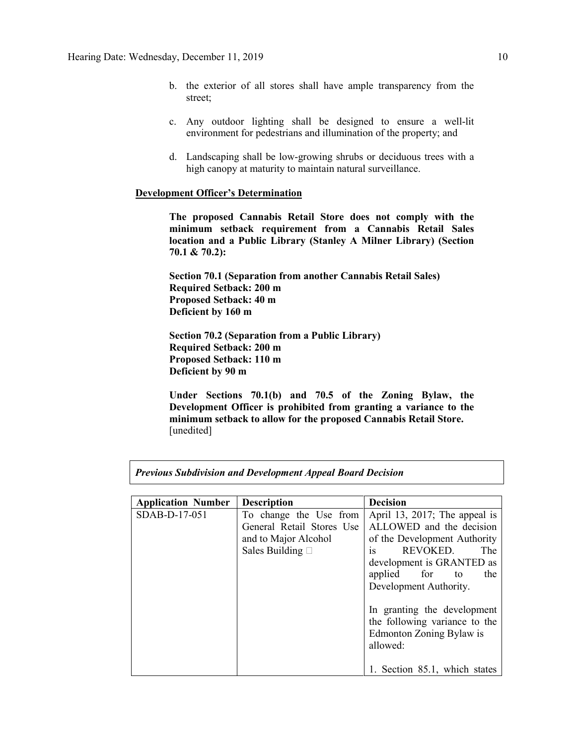b. the exterior of all stores shall have ample transparency from the street;

c. Any outdoor lighting shall be designed to ensure a well-lit environment for pedestrians and illumination of the property; and

d. Landscaping shall be low-growing shrubs or deciduous trees with a high canopy at maturity to maintain natural surveillance.

**Development Officer's Determination**

**The proposed Cannabis Retail Store does not comply with the minimum setback requirement from a Cannabis Retail Sales location and a Public Library (Stanley A Milner Library) (Section 70.1 & 70.2):**

**Section 70.1 (Separation from another Cannabis Retail Sales)**
**Required Setback: 200 m**
**Proposed Setback: 40 m**
**Deficient by 160 m**

**Section 70.2 (Separation from a Public Library)**
**Required Setback: 200 m**
**Proposed Setback: 110 m**
**Deficient by 90 m**

**Under Sections 70.1(b) and 70.5 of the Zoning Bylaw, the Development Officer is prohibited from granting a variance to the minimum setback to allow for the proposed Cannabis Retail Store.** [unedited]

***Previous Subdivision and Development Appeal Board Decision***

| Application Number | Description | Decision |
| --- | --- | --- |
| SDAB-D-17-051 | To change the Use from General Retail Stores Use and to Major Alcohol Sales Building | April 13, 2017; The appeal is ALLOWED and the decision of the Development Authority is REVOKED. The development is GRANTED as applied for to the Development Authority.<br><br>In granting the development the following variance to the Edmonton Zoning Bylaw is allowed:<br><br>1. Section 85.1, which states |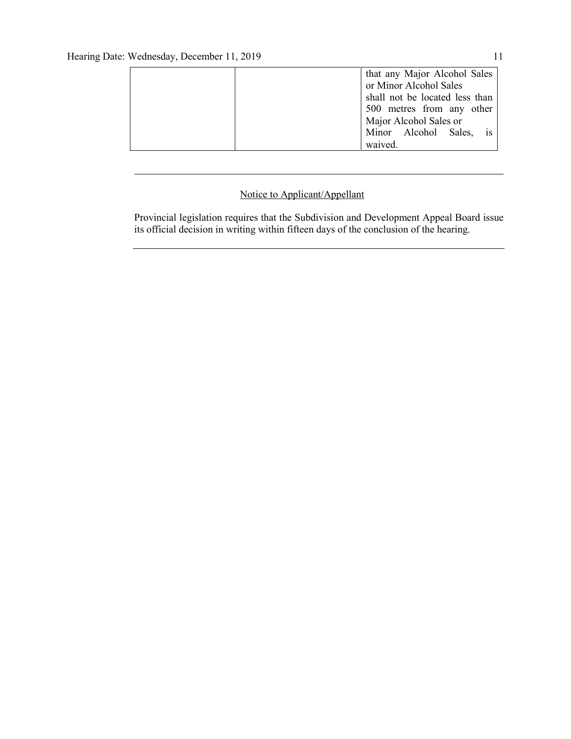| | | |
|---|---|---|
| | | that any Major Alcohol Sales or Minor Alcohol Sales shall not be located less than 500 metres from any other Major Alcohol Sales or Minor Alcohol Sales, is waived. |

---

Notice to Applicant/Appellant

Provincial legislation requires that the Subdivision and Development Appeal Board issue its official decision in writing within fifteen days of the conclusion of the hearing.

---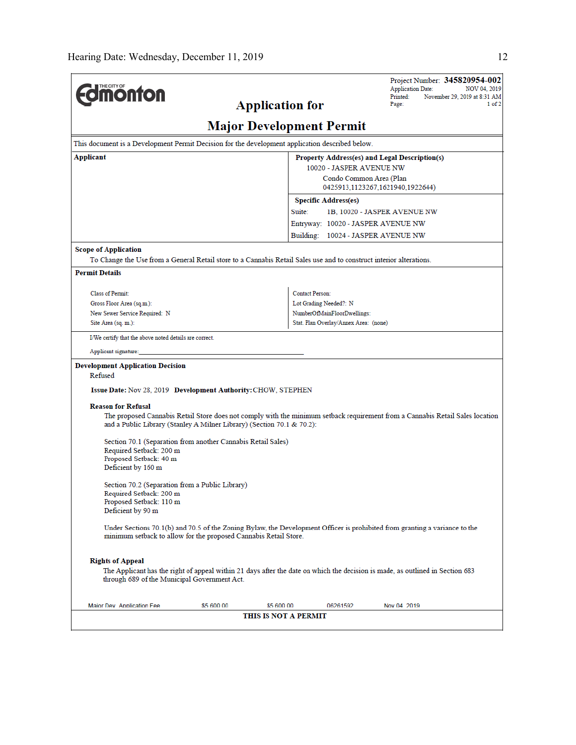**Edmonton** (THE CITY OF)

Project Number: **345820954-002**
Application Date: NOV 04, 2019
Printed: November 29, 2019 at 8:31 AM
Page: 1 of 2

# Application for

# Major Development Permit

This document is a Development Permit Decision for the development application described below.

| **Applicant** | **Property Address(es) and Legal Description(s)** |
|---|---|
| | 10020 - JASPER AVENUE NW<br>Condo Common Area (Plan 0425913,1123267,1621940,1922644) |
| | **Specific Address(es)**<br>Suite: 1B, 10020 - JASPER AVENUE NW<br>Entryway: 10020 - JASPER AVENUE NW<br>Building: 10024 - JASPER AVENUE NW |

**Scope of Application**

To Change the Use from a General Retail store to a Cannabis Retail Sales use and to construct interior alterations.

**Permit Details**

| | |
|---|---|
| Class of Permit: | Contact Person: |
| Gross Floor Area (sq.m.): | Lot Grading Needed?: N |
| New Sewer Service Required: N | NumberOfMainFloorDwellings: |
| Site Area (sq. m.): | Stat. Plan Overlay/Annex Area: (none) |

I/We certify that the above noted details are correct.

Applicant signature:\_\_\_\_\_\_\_\_\_\_\_\_\_\_\_\_\_\_\_\_\_\_\_\_\_\_\_\_\_\_\_\_\_\_\_\_\_\_\_\_

**Development Application Decision**

Refused

**Issue Date:** Nov 28, 2019 **Development Authority:** CHOW, STEPHEN

**Reason for Refusal**

The proposed Cannabis Retail Store does not comply with the minimum setback requirement from a Cannabis Retail Sales location and a Public Library (Stanley A Milner Library) (Section 70.1 & 70.2):

Section 70.1 (Separation from another Cannabis Retail Sales)
Required Setback: 200 m
Proposed Setback: 40 m
Deficient by 160 m

Section 70.2 (Separation from a Public Library)
Required Setback: 200 m
Proposed Setback: 110 m
Deficient by 90 m

Under Sections 70.1(b) and 70.5 of the Zoning Bylaw, the Development Officer is prohibited from granting a variance to the minimum setback to allow for the proposed Cannabis Retail Store.

**Rights of Appeal**

The Applicant has the right of appeal within 21 days after the date on which the decision is made, as outlined in Section 683 through 689 of the Municipal Government Act.

| Major Dev. Application Fee | $5,600.00 | $5,600.00 | 06261592 | Nov 04, 2019 |
|---|---|---|---|---|

**THIS IS NOT A PERMIT**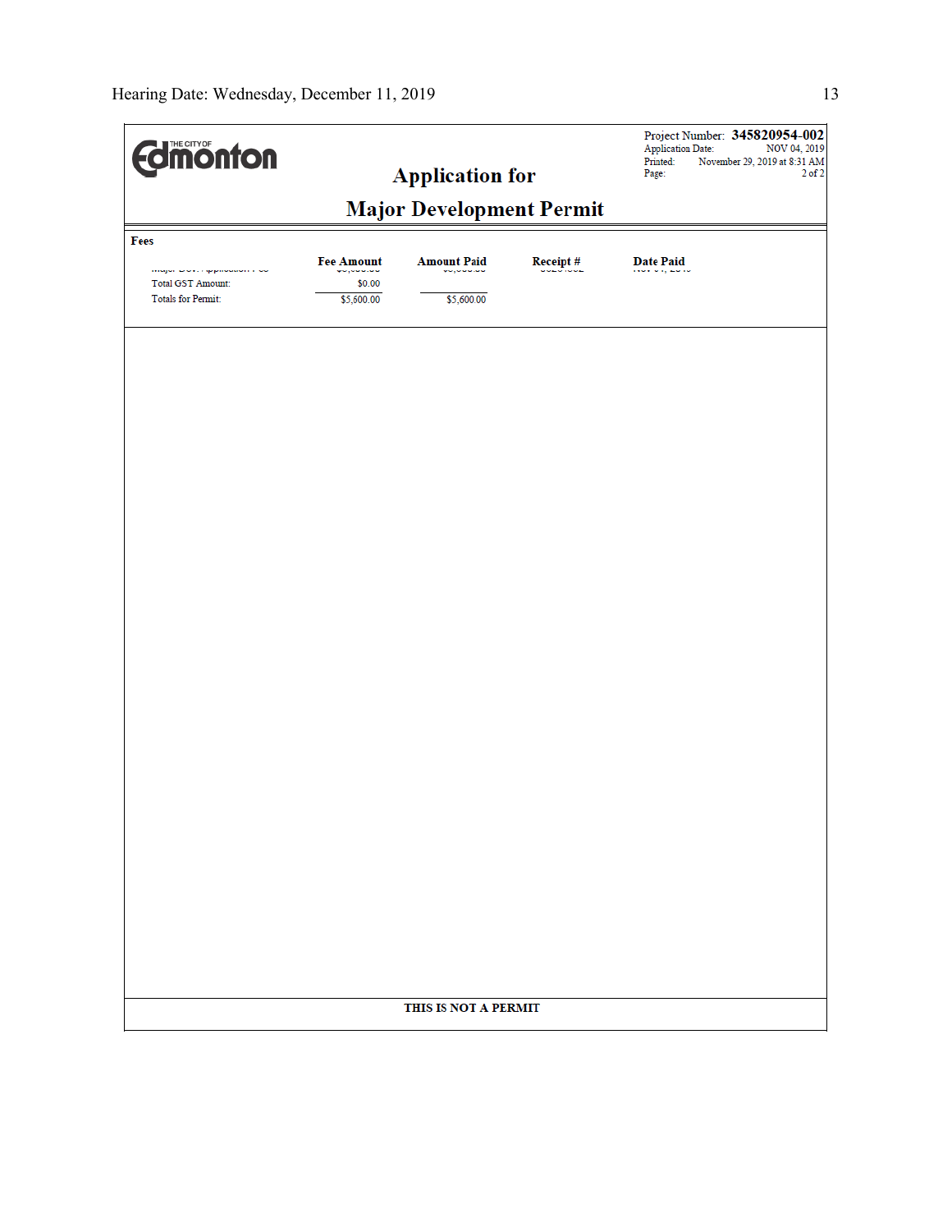The City of Edmonton

# Application for

# Major Development Permit

Project Number: **345820954-002**
Application Date: NOV 04, 2019
Printed: November 29, 2019 at 8:31 AM
Page: 2 of 2

**Fees**

| | Fee Amount | Amount Paid | Receipt # | Date Paid |
|---|---|---|---|---|
| Major Dev. Application Fee | $5,600.00 | $5,600.00 | | NOV 04, 2019 |
| Total GST Amount: | $0.00 | | | |
| Totals for Permit: | $5,600.00 | $5,600.00 | | |

**THIS IS NOT A PERMIT**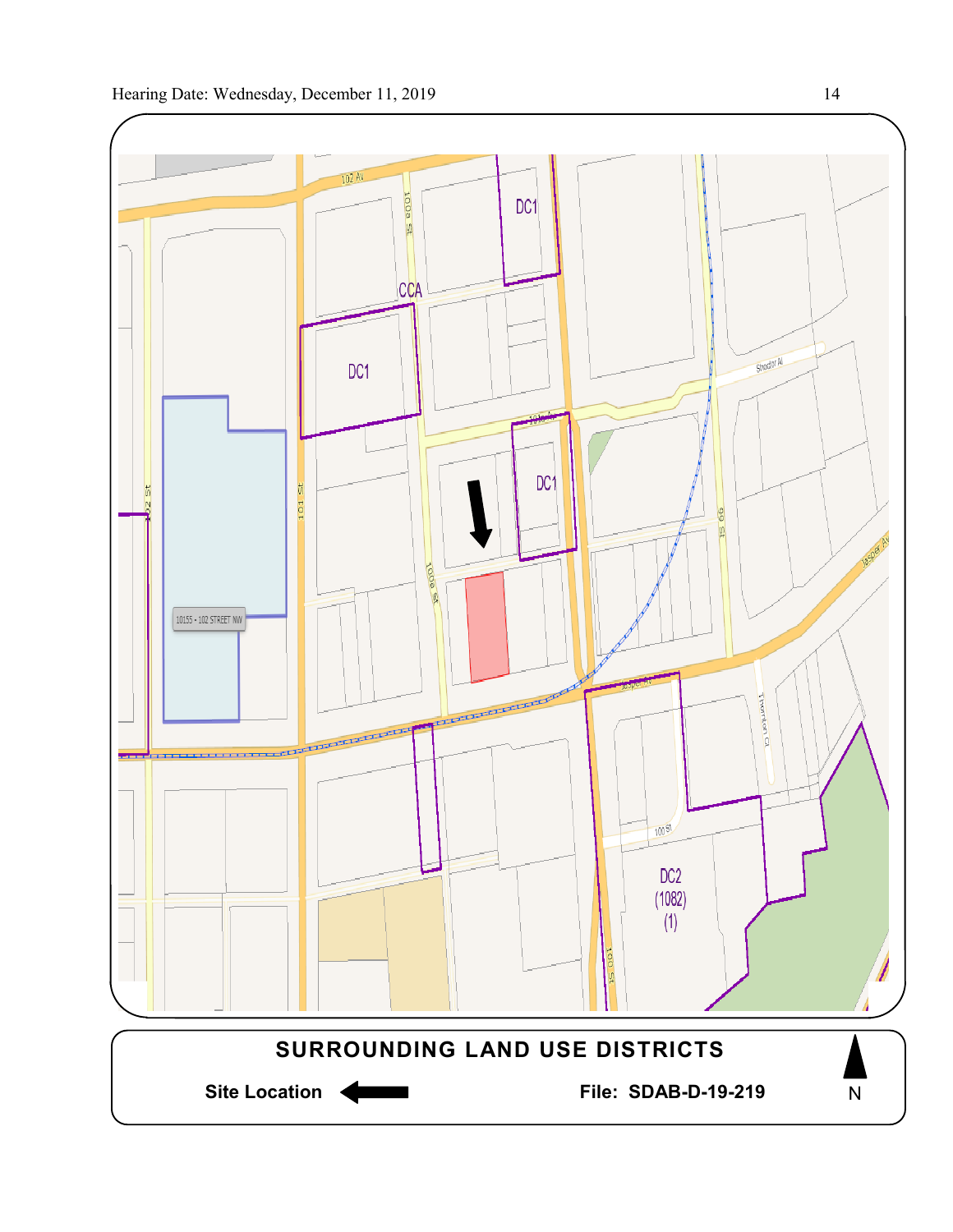102 AV

100a St

DC1

CCA

DC1

101 St

102 St

10155 - 102 STREET NW

DC1

Shodor Al

99 St

100a St

Jasper Av

Jasper Av

Thornton Ct

100 St

DC2
(1082)
(1)

100 St

## SURROUNDING LAND USE DISTRICTS

**Site Location**

**File: SDAB-D-19-219**

N